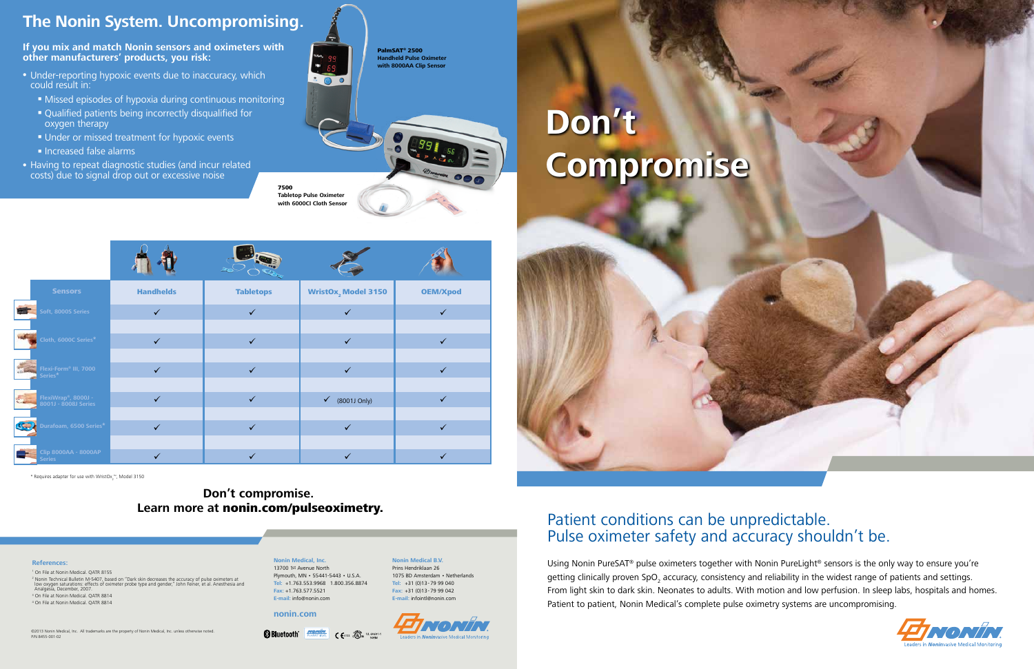# The Nonin System. Uncompromising.

**If you mix and match Nonin sensors and oximeters with other manufacturers' products, you risk:**

- Under-reporting hypoxic events due to inaccuracy, which could result in:
  - Missed episodes of hypoxia during continuous monitoring
  - Qualified patients being incorrectly disqualified for oxygen therapy
  - Under or missed treatment for hypoxic events
  - Increased false alarms
- Having to repeat diagnostic studies (and incur related costs) due to signal drop out or excessive noise

**PalmSAT® 2500**
**Handheld Pulse Oximeter with 8000AA Clip Sensor**

**7500**
**Tabletop Pulse Oximeter with 6000CI Cloth Sensor**

| Sensors | Handhelds | Tabletops | WristOx$_2$ Model 3150 | OEM/Xpod |
|---|---|---|---|---|
| Soft, 8000S Series | ✓ | ✓ | ✓ | ✓ |
| Cloth, 6000C Series* | ✓ | ✓ | ✓ | ✓ |
| Flexi-Form® III, 7000 Series* | ✓ | ✓ | ✓ | ✓ |
| FlexiWrap®, 8000J - 8001J - 8008J Series | ✓ | ✓ | ✓ (8001J Only) | ✓ |
| Durafoam, 6500 Series* | ✓ | ✓ | ✓ | ✓ |
| Clip 8000AA - 8000AP Series | ✓ | ✓ | ✓ | ✓ |

\* Requires adapter for use with WristOx$_2$™, Model 3150

**Don't compromise.**
**Learn more at nonin.com/pulseoximetry.**

**References:**

[1] On File at Nonin Medical. QATR 8155
[2] Nonin Technical Bulletin M-5407, based on "Dark skin decreases the accuracy of pulse oximeters at low oxygen saturations: effects of oximeter probe type and gender," John Feiner, et al. Anesthesia and Analgesia, December, 2007.
[3] On File at Nonin Medical. QATR 8814
[4] On File at Nonin Medical. QATR 8814

©2013 Nonin Medical, Inc. All trademarks are the property of Nonin Medical, Inc. unless otherwise noted.
P/N 8455-001-02

**Nonin Medical, Inc.**
13700 1st Avenue North
Plymouth, MN • 55441-5443 • U.S.A.
Tel: +1.763.553.9968 1.800.356.8874
Fax: +1.763.577.5521
E-mail: info@nonin.com

**Nonin Medical B.V.**
Prins Hendriklaan 26
1075 BD Amsterdam • Netherlands
Tel: +31 (0)13 - 79 99 040
Fax: +31 (0)13 - 79 99 042
E-mail: infointl@nonin.com

**nonin.com**

Leaders in Noninvasive Medical Monitoring

# Don't Compromise

## Patient conditions can be unpredictable. Pulse oximeter safety and accuracy shouldn't be.

Using Nonin PureSAT® pulse oximeters together with Nonin PureLight® sensors is the only way to ensure you're getting clinically proven $SpO_2$ accuracy, consistency and reliability in the widest range of patients and settings. From light skin to dark skin. Neonates to adults. With motion and low perfusion. In sleep labs, hospitals and homes. Patient to patient, Nonin Medical's complete pulse oximetry systems are uncompromising.

Leaders in Noninvasive Medical Monitoring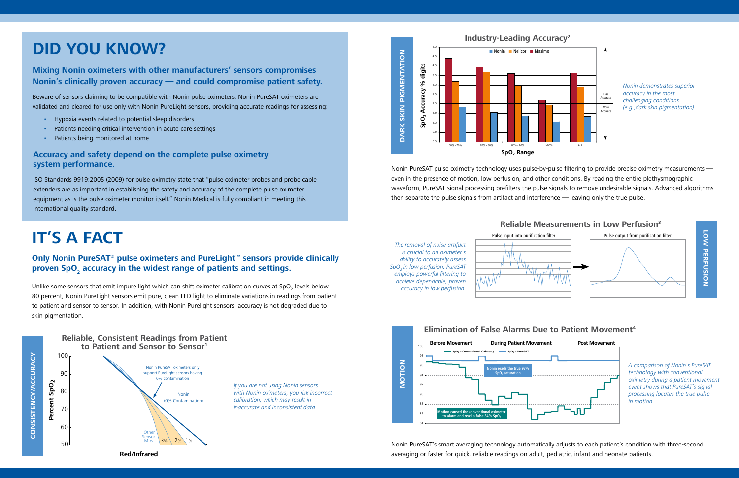# DID YOU KNOW?

### Mixing Nonin oximeters with other manufacturers' sensors compromises Nonin's clinically proven accuracy — and could compromise patient safety.

Beware of sensors claiming to be compatible with Nonin pulse oximeters. Nonin PureSAT oximeters are validated and cleared for use only with Nonin PureLight sensors, providing accurate readings for assessing:

- Hypoxia events related to potential sleep disorders
- Patients needing critical intervention in acute care settings
- Patients being monitored at home

### Accuracy and safety depend on the complete pulse oximetry system performance.

ISO Standards 9919:2005 (2009) for pulse oximetry state that "pulse oximeter probes and probe cable extenders are as important in establishing the safety and accuracy of the complete pulse oximeter equipment as is the pulse oximeter monitor itself." Nonin Medical is fully compliant in meeting this international quality standard.

# IT'S A FACT

### Only Nonin PureSAT® pulse oximeters and PureLight™ sensors provide clinically proven $SpO_2$ accuracy in the widest range of patients and settings.

Unlike some sensors that emit impure light which can shift oximeter calibration curves at $SpO_2$ levels below 80 percent, Nonin PureLight sensors emit pure, clean LED light to eliminate variations in readings from patient to patient and sensor to sensor. In addition, with Nonin Purelight sensors, accuracy is not degraded due to skin pigmentation.

CONSISTENCY/ACCURACY

**Reliable, Consistent Readings from Patient to Patient and Sensor to Sensor**[1]

Percent $SpO_2$

100
90
80
70
60
50

Nonin PureSAT oximeters only support PureLight sensors having 0% contamination

Nonin (0% Contamination)

Other Sensor Mfrs. 3% 2% 1%

Red/Infrared

*If you are not using Nonin sensors with Nonin oximeters, you risk incorrect calibration, which may result in inaccurate and inconsistent data.*

DARK SKIN PIGMENTATION

**Industry-Leading Accuracy**[2]

Nonin Nellcor Masimo

$SpO_2$ Accuracy % digits

5.00
4.50
4.00
3.50
3.00
2.50
2.00
1.50
1.00
0.50
0.00

60% - 70% 70% - 80% 80% - 90% >90% ALL

$SpO_2$ Range

Less Accurate

More Accurate

*Nonin demonstrates superior accuracy in the most challenging conditions (e.g.,dark skin pigmentation).*

Nonin PureSAT pulse oximetry technology uses pulse-by-pulse filtering to provide precise oximetry measurements — even in the presence of motion, low perfusion, and other conditions. By reading the entire plethysmographic waveform, PureSAT signal processing prefilters the pulse signals to remove undesirable signals. Advanced algorithms then separate the pulse signals from artifact and interference — leaving only the true pulse.

LOW PERFUSION

**Reliable Measurements in Low Perfusion**[3]

*The removal of noise artifact is crucial to an oximeter's ability to accurately assess $SpO_2$ in low perfusion. PureSAT employs powerful filtering to achieve dependable, proven accuracy in low perfusion.*

Pulse input into purification filter

Pulse output from purification filter

MOTION

**Elimination of False Alarms Due to Patient Movement**[4]

Before Movement During Patient Movement Post Movement

$SpO_2$ – Conventional Oximetry $SpO_2$ – PureSAT

100
98
96
94
92
90
88
86
84

Nonin reads the true 97% $SpO_2$ saturation

Motion caused the conventional oximeter to alarm and read a false 84% $SpO_2$

*A comparison of Nonin's PureSAT technology with conventional oximetry during a patient movement event shows that PureSAT's signal processing locates the true pulse in motion.*

Nonin PureSAT's smart averaging technology automatically adjusts to each patient's condition with three-second averaging or faster for quick, reliable readings on adult, pediatric, infant and neonate patients.